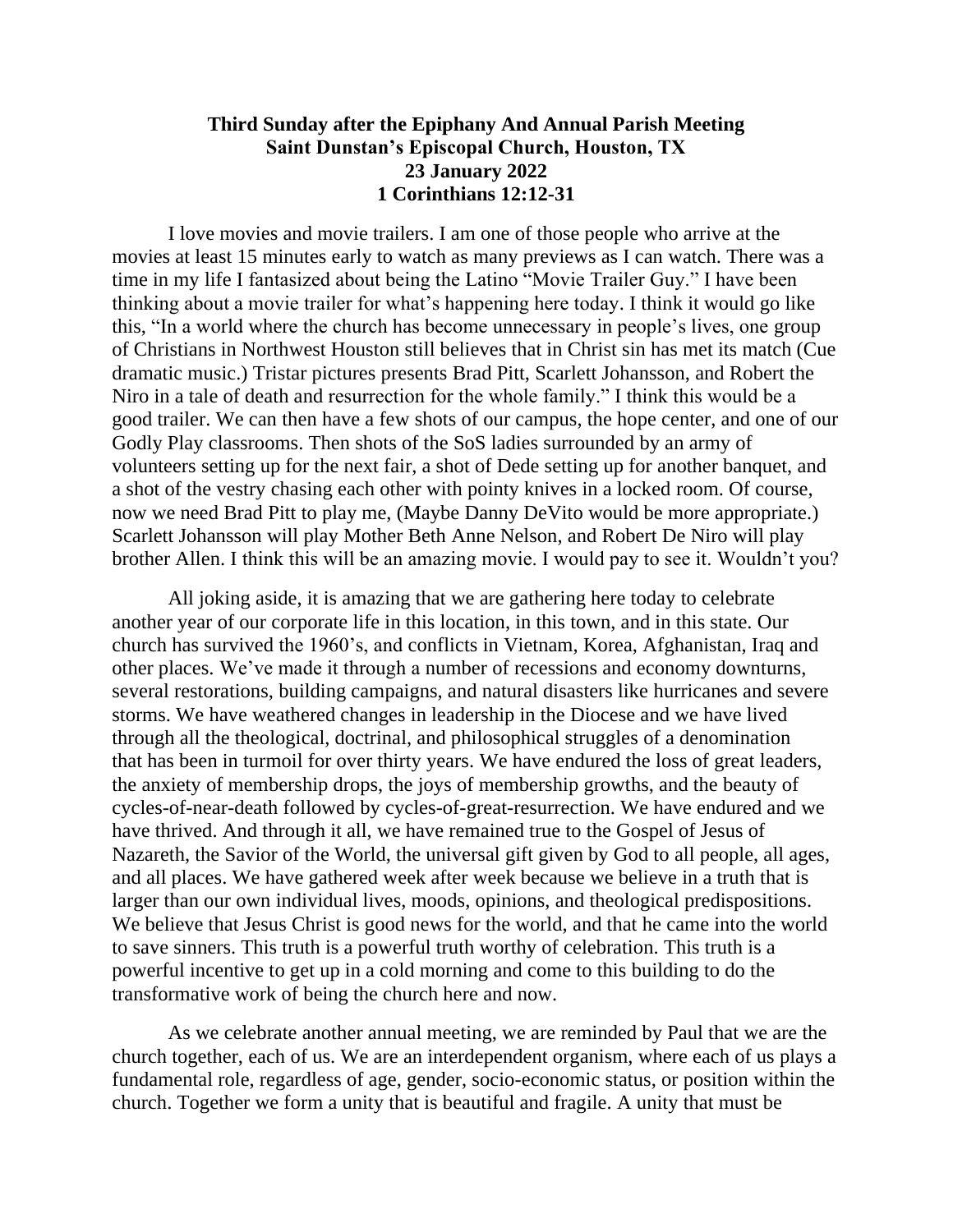**Third Sunday after the Epiphany And Annual Parish Meeting**
**Saint Dunstan's Episcopal Church, Houston, TX**
**23 January 2022**
**1 Corinthians 12:12-31**

I love movies and movie trailers. I am one of those people who arrive at the movies at least 15 minutes early to watch as many previews as I can watch. There was a time in my life I fantasized about being the Latino "Movie Trailer Guy." I have been thinking about a movie trailer for what's happening here today. I think it would go like this, "In a world where the church has become unnecessary in people's lives, one group of Christians in Northwest Houston still believes that in Christ sin has met its match (Cue dramatic music.) Tristar pictures presents Brad Pitt, Scarlett Johansson, and Robert the Niro in a tale of death and resurrection for the whole family." I think this would be a good trailer. We can then have a few shots of our campus, the hope center, and one of our Godly Play classrooms. Then shots of the SoS ladies surrounded by an army of volunteers setting up for the next fair, a shot of Dede setting up for another banquet, and a shot of the vestry chasing each other with pointy knives in a locked room. Of course, now we need Brad Pitt to play me, (Maybe Danny DeVito would be more appropriate.) Scarlett Johansson will play Mother Beth Anne Nelson, and Robert De Niro will play brother Allen. I think this will be an amazing movie. I would pay to see it. Wouldn't you?

All joking aside, it is amazing that we are gathering here today to celebrate another year of our corporate life in this location, in this town, and in this state. Our church has survived the 1960's, and conflicts in Vietnam, Korea, Afghanistan, Iraq and other places. We've made it through a number of recessions and economy downturns, several restorations, building campaigns, and natural disasters like hurricanes and severe storms. We have weathered changes in leadership in the Diocese and we have lived through all the theological, doctrinal, and philosophical struggles of a denomination that has been in turmoil for over thirty years. We have endured the loss of great leaders, the anxiety of membership drops, the joys of membership growths, and the beauty of cycles-of-near-death followed by cycles-of-great-resurrection. We have endured and we have thrived. And through it all, we have remained true to the Gospel of Jesus of Nazareth, the Savior of the World, the universal gift given by God to all people, all ages, and all places. We have gathered week after week because we believe in a truth that is larger than our own individual lives, moods, opinions, and theological predispositions. We believe that Jesus Christ is good news for the world, and that he came into the world to save sinners. This truth is a powerful truth worthy of celebration. This truth is a powerful incentive to get up in a cold morning and come to this building to do the transformative work of being the church here and now.

As we celebrate another annual meeting, we are reminded by Paul that we are the church together, each of us. We are an interdependent organism, where each of us plays a fundamental role, regardless of age, gender, socio-economic status, or position within the church. Together we form a unity that is beautiful and fragile. A unity that must be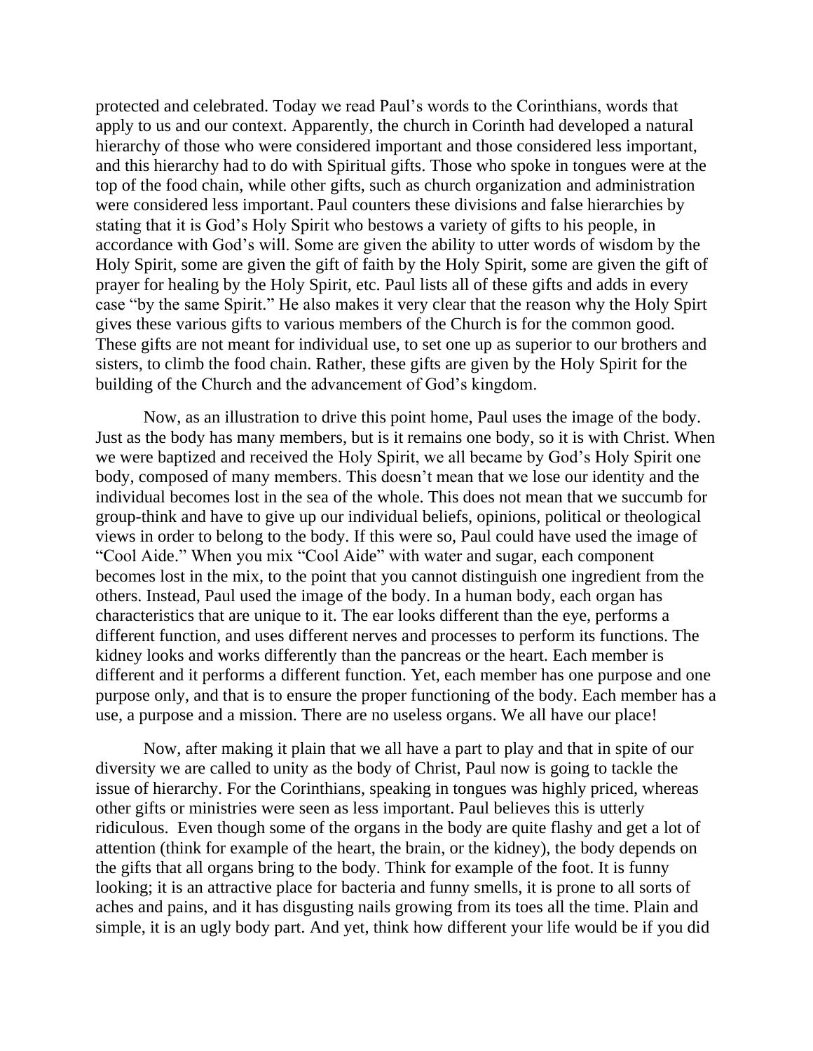protected and celebrated. Today we read Paul's words to the Corinthians, words that apply to us and our context. Apparently, the church in Corinth had developed a natural hierarchy of those who were considered important and those considered less important, and this hierarchy had to do with Spiritual gifts. Those who spoke in tongues were at the top of the food chain, while other gifts, such as church organization and administration were considered less important. Paul counters these divisions and false hierarchies by stating that it is God's Holy Spirit who bestows a variety of gifts to his people, in accordance with God's will. Some are given the ability to utter words of wisdom by the Holy Spirit, some are given the gift of faith by the Holy Spirit, some are given the gift of prayer for healing by the Holy Spirit, etc. Paul lists all of these gifts and adds in every case "by the same Spirit." He also makes it very clear that the reason why the Holy Spirt gives these various gifts to various members of the Church is for the common good. These gifts are not meant for individual use, to set one up as superior to our brothers and sisters, to climb the food chain. Rather, these gifts are given by the Holy Spirit for the building of the Church and the advancement of God's kingdom.

Now, as an illustration to drive this point home, Paul uses the image of the body. Just as the body has many members, but is it remains one body, so it is with Christ. When we were baptized and received the Holy Spirit, we all became by God's Holy Spirit one body, composed of many members. This doesn't mean that we lose our identity and the individual becomes lost in the sea of the whole. This does not mean that we succumb for group-think and have to give up our individual beliefs, opinions, political or theological views in order to belong to the body. If this were so, Paul could have used the image of "Cool Aide." When you mix "Cool Aide" with water and sugar, each component becomes lost in the mix, to the point that you cannot distinguish one ingredient from the others. Instead, Paul used the image of the body. In a human body, each organ has characteristics that are unique to it. The ear looks different than the eye, performs a different function, and uses different nerves and processes to perform its functions. The kidney looks and works differently than the pancreas or the heart. Each member is different and it performs a different function. Yet, each member has one purpose and one purpose only, and that is to ensure the proper functioning of the body. Each member has a use, a purpose and a mission. There are no useless organs. We all have our place!

Now, after making it plain that we all have a part to play and that in spite of our diversity we are called to unity as the body of Christ, Paul now is going to tackle the issue of hierarchy. For the Corinthians, speaking in tongues was highly priced, whereas other gifts or ministries were seen as less important. Paul believes this is utterly ridiculous. Even though some of the organs in the body are quite flashy and get a lot of attention (think for example of the heart, the brain, or the kidney), the body depends on the gifts that all organs bring to the body. Think for example of the foot. It is funny looking; it is an attractive place for bacteria and funny smells, it is prone to all sorts of aches and pains, and it has disgusting nails growing from its toes all the time. Plain and simple, it is an ugly body part. And yet, think how different your life would be if you did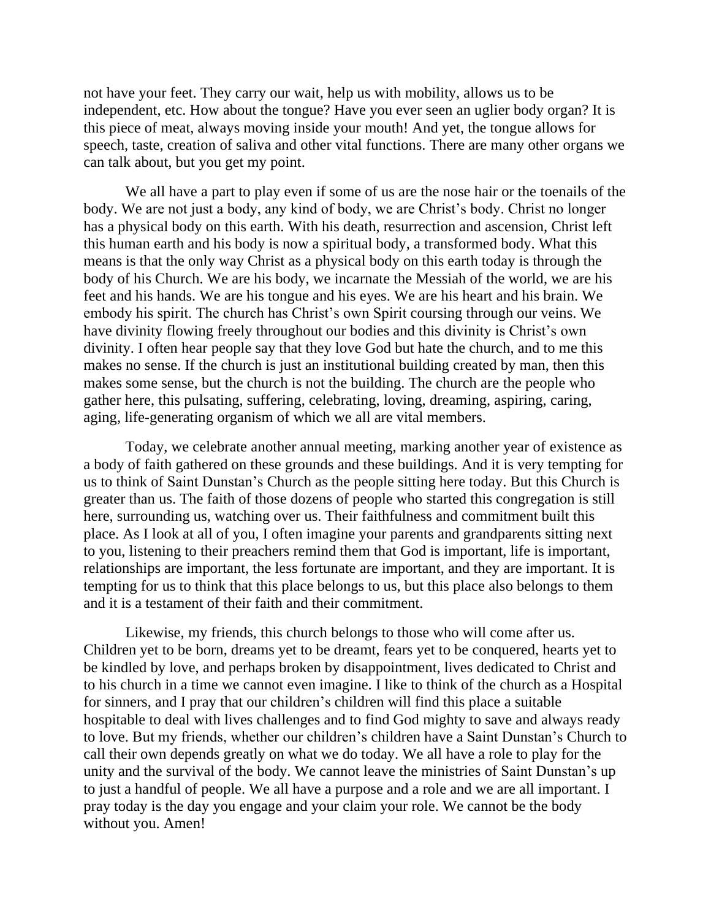not have your feet. They carry our wait, help us with mobility, allows us to be independent, etc. How about the tongue? Have you ever seen an uglier body organ? It is this piece of meat, always moving inside your mouth! And yet, the tongue allows for speech, taste, creation of saliva and other vital functions. There are many other organs we can talk about, but you get my point.

We all have a part to play even if some of us are the nose hair or the toenails of the body. We are not just a body, any kind of body, we are Christ's body. Christ no longer has a physical body on this earth. With his death, resurrection and ascension, Christ left this human earth and his body is now a spiritual body, a transformed body. What this means is that the only way Christ as a physical body on this earth today is through the body of his Church. We are his body, we incarnate the Messiah of the world, we are his feet and his hands. We are his tongue and his eyes. We are his heart and his brain. We embody his spirit. The church has Christ's own Spirit coursing through our veins. We have divinity flowing freely throughout our bodies and this divinity is Christ's own divinity. I often hear people say that they love God but hate the church, and to me this makes no sense. If the church is just an institutional building created by man, then this makes some sense, but the church is not the building. The church are the people who gather here, this pulsating, suffering, celebrating, loving, dreaming, aspiring, caring, aging, life-generating organism of which we all are vital members.

Today, we celebrate another annual meeting, marking another year of existence as a body of faith gathered on these grounds and these buildings. And it is very tempting for us to think of Saint Dunstan's Church as the people sitting here today. But this Church is greater than us. The faith of those dozens of people who started this congregation is still here, surrounding us, watching over us. Their faithfulness and commitment built this place. As I look at all of you, I often imagine your parents and grandparents sitting next to you, listening to their preachers remind them that God is important, life is important, relationships are important, the less fortunate are important, and they are important. It is tempting for us to think that this place belongs to us, but this place also belongs to them and it is a testament of their faith and their commitment.

Likewise, my friends, this church belongs to those who will come after us. Children yet to be born, dreams yet to be dreamt, fears yet to be conquered, hearts yet to be kindled by love, and perhaps broken by disappointment, lives dedicated to Christ and to his church in a time we cannot even imagine. I like to think of the church as a Hospital for sinners, and I pray that our children's children will find this place a suitable hospitable to deal with lives challenges and to find God mighty to save and always ready to love. But my friends, whether our children's children have a Saint Dunstan's Church to call their own depends greatly on what we do today. We all have a role to play for the unity and the survival of the body. We cannot leave the ministries of Saint Dunstan's up to just a handful of people. We all have a purpose and a role and we are all important. I pray today is the day you engage and your claim your role. We cannot be the body without you. Amen!